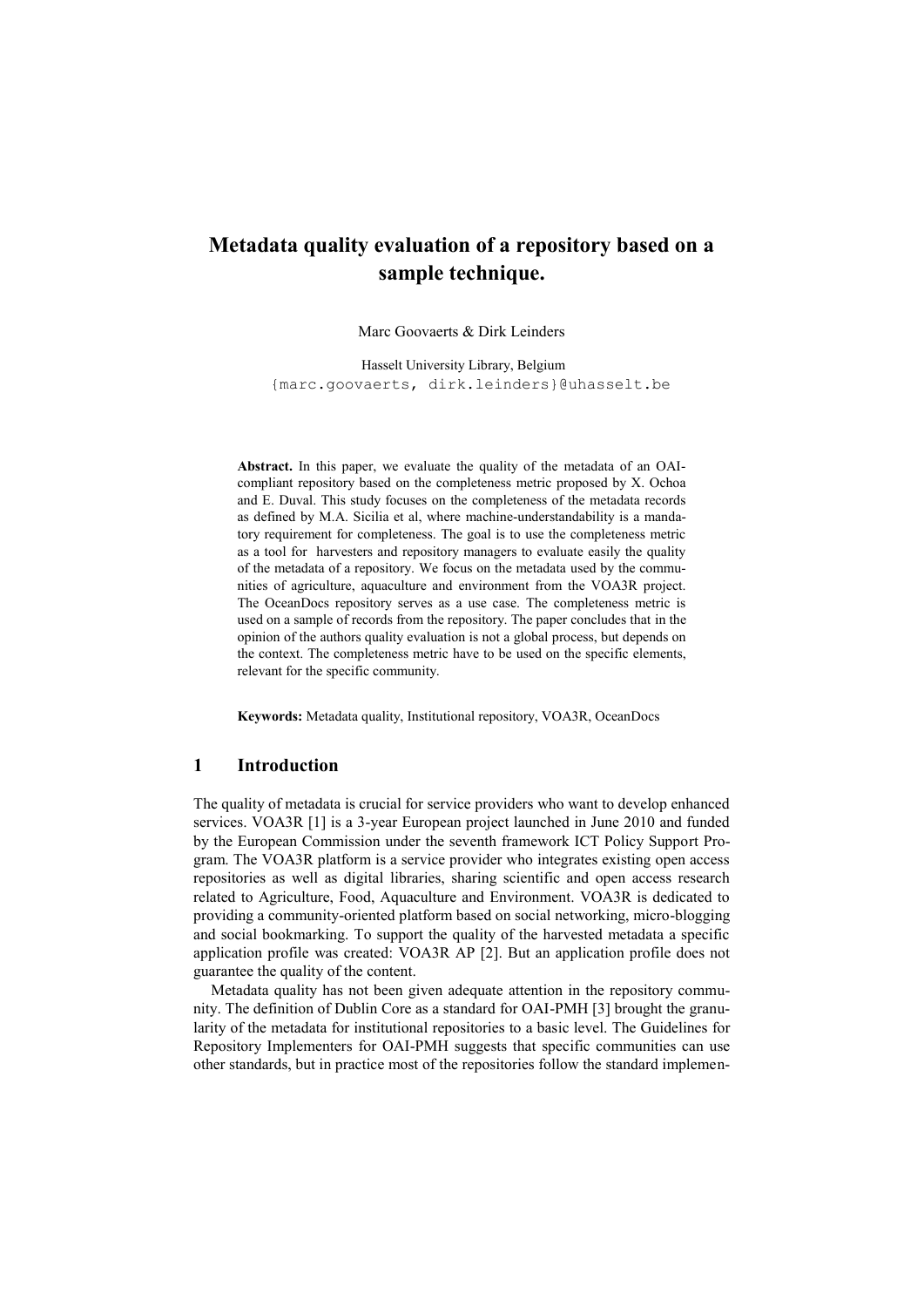# Metadata quality evaluation of a repository based on a sample technique.

Marc Goovaerts & Dirk Leinders

Hasselt University Library, Belgium
{marc.goovaerts, dirk.leinders}@uhasselt.be

**Abstract.** In this paper, we evaluate the quality of the metadata of an OAI-compliant repository based on the completeness metric proposed by X. Ochoa and E. Duval. This study focuses on the completeness of the metadata records as defined by M.A. Sicilia et al, where machine-understandability is a mandatory requirement for completeness. The goal is to use the completeness metric as a tool for harvesters and repository managers to evaluate easily the quality of the metadata of a repository. We focus on the metadata used by the communities of agriculture, aquaculture and environment from the VOA3R project. The OceanDocs repository serves as a use case. The completeness metric is used on a sample of records from the repository. The paper concludes that in the opinion of the authors quality evaluation is not a global process, but depends on the context. The completeness metric have to be used on the specific elements, relevant for the specific community.

**Keywords:** Metadata quality, Institutional repository, VOA3R, OceanDocs

## 1 Introduction

The quality of metadata is crucial for service providers who want to develop enhanced services. VOA3R [1] is a 3-year European project launched in June 2010 and funded by the European Commission under the seventh framework ICT Policy Support Program. The VOA3R platform is a service provider who integrates existing open access repositories as well as digital libraries, sharing scientific and open access research related to Agriculture, Food, Aquaculture and Environment. VOA3R is dedicated to providing a community-oriented platform based on social networking, micro-blogging and social bookmarking. To support the quality of the harvested metadata a specific application profile was created: VOA3R AP [2]. But an application profile does not guarantee the quality of the content.

Metadata quality has not been given adequate attention in the repository community. The definition of Dublin Core as a standard for OAI-PMH [3] brought the granularity of the metadata for institutional repositories to a basic level. The Guidelines for Repository Implementers for OAI-PMH suggests that specific communities can use other standards, but in practice most of the repositories follow the standard implemen-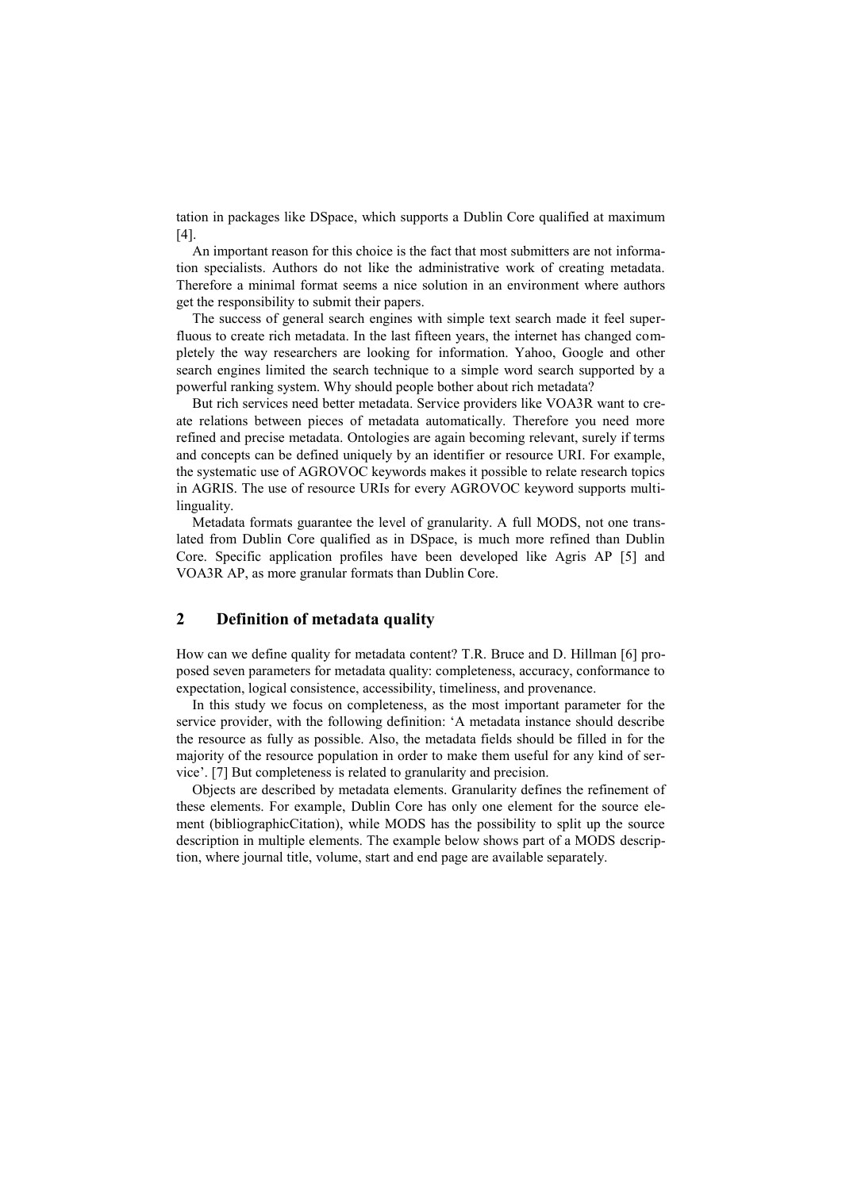tation in packages like DSpace, which supports a Dublin Core qualified at maximum [4].

An important reason for this choice is the fact that most submitters are not information specialists. Authors do not like the administrative work of creating metadata. Therefore a minimal format seems a nice solution in an environment where authors get the responsibility to submit their papers.

The success of general search engines with simple text search made it feel superfluous to create rich metadata. In the last fifteen years, the internet has changed completely the way researchers are looking for information. Yahoo, Google and other search engines limited the search technique to a simple word search supported by a powerful ranking system. Why should people bother about rich metadata?

But rich services need better metadata. Service providers like VOA3R want to create relations between pieces of metadata automatically. Therefore you need more refined and precise metadata. Ontologies are again becoming relevant, surely if terms and concepts can be defined uniquely by an identifier or resource URI. For example, the systematic use of AGROVOC keywords makes it possible to relate research topics in AGRIS. The use of resource URIs for every AGROVOC keyword supports multilinguality.

Metadata formats guarantee the level of granularity. A full MODS, not one translated from Dublin Core qualified as in DSpace, is much more refined than Dublin Core. Specific application profiles have been developed like Agris AP [5] and VOA3R AP, as more granular formats than Dublin Core.

## 2 Definition of metadata quality

How can we define quality for metadata content? T.R. Bruce and D. Hillman [6] proposed seven parameters for metadata quality: completeness, accuracy, conformance to expectation, logical consistence, accessibility, timeliness, and provenance.

In this study we focus on completeness, as the most important parameter for the service provider, with the following definition: 'A metadata instance should describe the resource as fully as possible. Also, the metadata fields should be filled in for the majority of the resource population in order to make them useful for any kind of service'. [7] But completeness is related to granularity and precision.

Objects are described by metadata elements. Granularity defines the refinement of these elements. For example, Dublin Core has only one element for the source element (bibliographicCitation), while MODS has the possibility to split up the source description in multiple elements. The example below shows part of a MODS description, where journal title, volume, start and end page are available separately.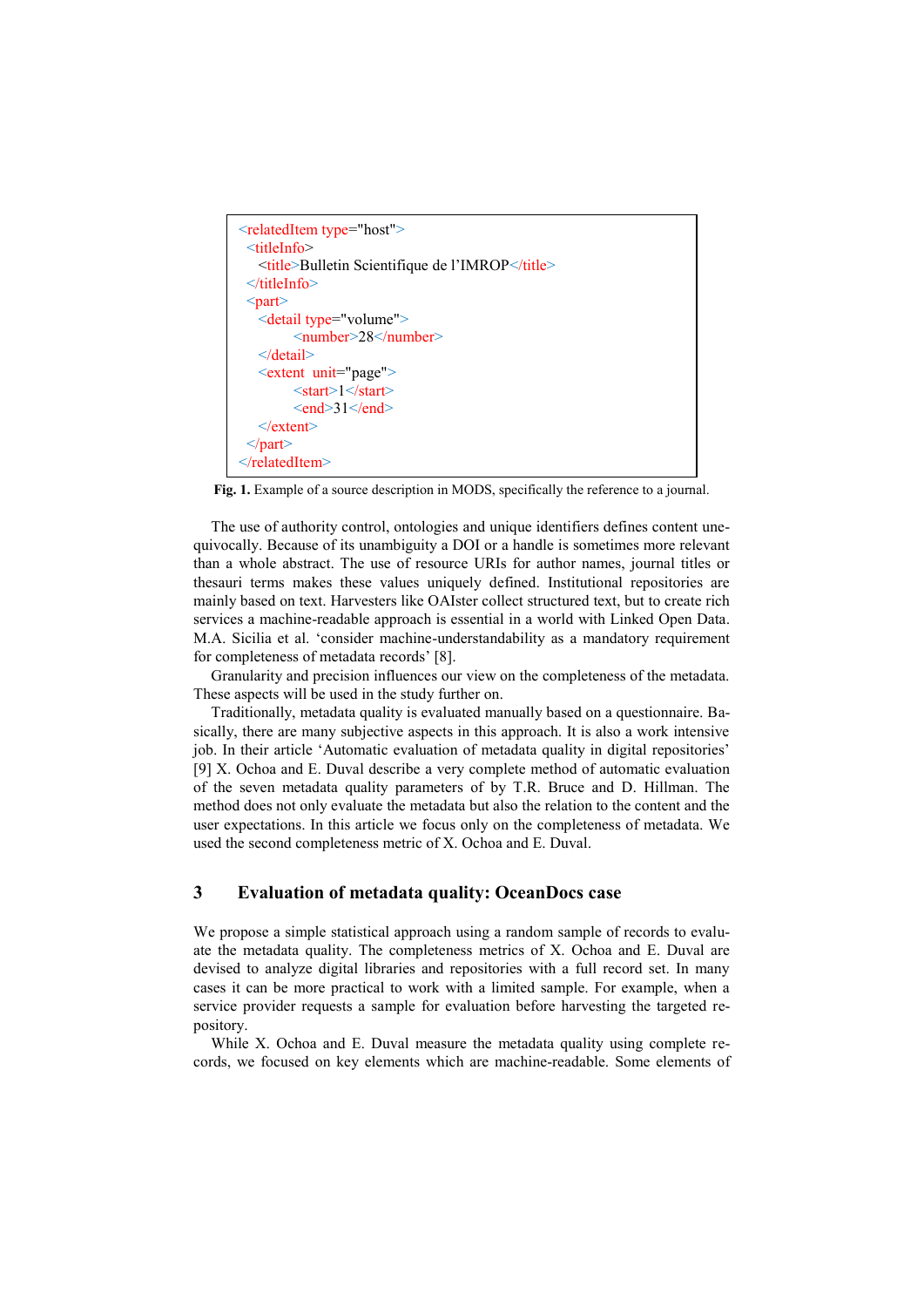```
<relatedItem type="host">
  <titleInfo>
    <title>Bulletin Scientifique de l'IMROP</title>
  </titleInfo>
  <part>
    <detail type="volume">
        <number>28</number>
    </detail>
    <extent  unit="page">
        <start>1</start>
        <end>31</end>
    </extent>
  </part>
</relatedItem>
```

**Fig. 1.** Example of a source description in MODS, specifically the reference to a journal.

The use of authority control, ontologies and unique identifiers defines content unequivocally. Because of its unambiguity a DOI or a handle is sometimes more relevant than a whole abstract. The use of resource URIs for author names, journal titles or thesauri terms makes these values uniquely defined. Institutional repositories are mainly based on text. Harvesters like OAIster collect structured text, but to create rich services a machine-readable approach is essential in a world with Linked Open Data. M.A. Sicilia et al. 'consider machine-understandability as a mandatory requirement for completeness of metadata records' [8].

Granularity and precision influences our view on the completeness of the metadata. These aspects will be used in the study further on.

Traditionally, metadata quality is evaluated manually based on a questionnaire. Basically, there are many subjective aspects in this approach. It is also a work intensive job. In their article 'Automatic evaluation of metadata quality in digital repositories' [9] X. Ochoa and E. Duval describe a very complete method of automatic evaluation of the seven metadata quality parameters of by T.R. Bruce and D. Hillman. The method does not only evaluate the metadata but also the relation to the content and the user expectations. In this article we focus only on the completeness of metadata. We used the second completeness metric of X. Ochoa and E. Duval.

## 3 Evaluation of metadata quality: OceanDocs case

We propose a simple statistical approach using a random sample of records to evaluate the metadata quality. The completeness metrics of X. Ochoa and E. Duval are devised to analyze digital libraries and repositories with a full record set. In many cases it can be more practical to work with a limited sample. For example, when a service provider requests a sample for evaluation before harvesting the targeted repository.

While X. Ochoa and E. Duval measure the metadata quality using complete records, we focused on key elements which are machine-readable. Some elements of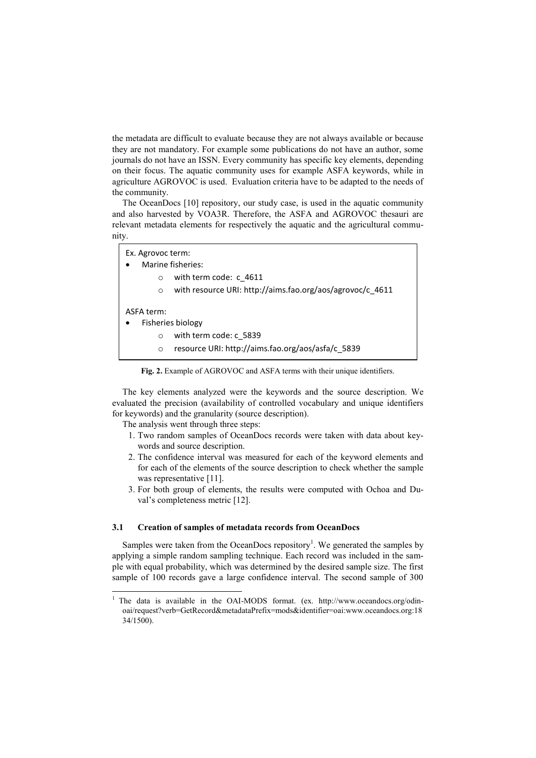the metadata are difficult to evaluate because they are not always available or because they are not mandatory. For example some publications do not have an author, some journals do not have an ISSN. Every community has specific key elements, depending on their focus. The aquatic community uses for example ASFA keywords, while in agriculture AGROVOC is used. Evaluation criteria have to be adapted to the needs of the community.

The OceanDocs [10] repository, our study case, is used in the aquatic community and also harvested by VOA3R. Therefore, the ASFA and AGROVOC thesauri are relevant metadata elements for respectively the aquatic and the agricultural community.

Ex. Agrovoc term:

- Marine fisheries:
  - with term code: c_4611
  - with resource URI: http://aims.fao.org/aos/agrovoc/c_4611

ASFA term:

- Fisheries biology
  - with term code: c_5839
  - resource URI: http://aims.fao.org/aos/asfa/c_5839

**Fig. 2.** Example of AGROVOC and ASFA terms with their unique identifiers.

The key elements analyzed were the keywords and the source description. We evaluated the precision (availability of controlled vocabulary and unique identifiers for keywords) and the granularity (source description).

The analysis went through three steps:

1. Two random samples of OceanDocs records were taken with data about keywords and source description.
2. The confidence interval was measured for each of the keyword elements and for each of the elements of the source description to check whether the sample was representative [11].
3. For both group of elements, the results were computed with Ochoa and Duval's completeness metric [12].

### 3.1 Creation of samples of metadata records from OceanDocs

Samples were taken from the OceanDocs repository[1]. We generated the samples by applying a simple random sampling technique. Each record was included in the sample with equal probability, which was determined by the desired sample size. The first sample of 100 records gave a large confidence interval. The second sample of 300

[1] The data is available in the OAI-MODS format. (ex. http://www.oceandocs.org/odin-oai/request?verb=GetRecord&metadataPrefix=mods&identifier=oai:www.oceandocs.org:1834/1500).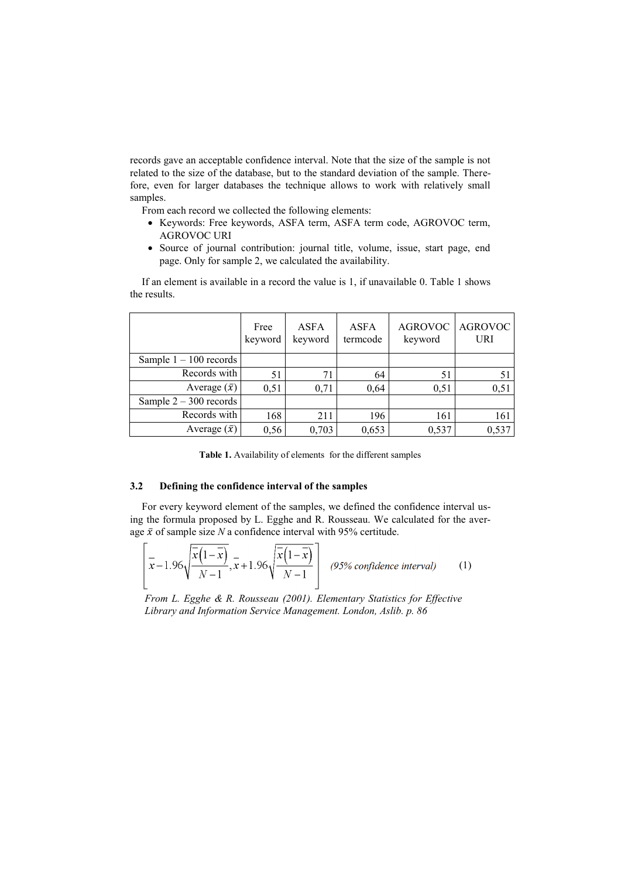records gave an acceptable confidence interval. Note that the size of the sample is not related to the size of the database, but to the standard deviation of the sample. Therefore, even for larger databases the technique allows to work with relatively small samples.

From each record we collected the following elements:

- Keywords: Free keywords, ASFA term, ASFA term code, AGROVOC term, AGROVOC URI
- Source of journal contribution: journal title, volume, issue, start page, end page. Only for sample 2, we calculated the availability.

If an element is available in a record the value is 1, if unavailable 0. Table 1 shows the results.

| | Free keyword | ASFA keyword | ASFA termcode | AGROVOC keyword | AGROVOC URI |
|---|---|---|---|---|---|
| Sample 1 – 100 records | | | | | |
| Records with | 51 | 71 | 64 | 51 | 51 |
| Average ($\bar{x}$) | 0,51 | 0,71 | 0,64 | 0,51 | 0,51 |
| Sample 2 – 300 records | | | | | |
| Records with | 168 | 211 | 196 | 161 | 161 |
| Average ($\bar{x}$) | 0,56 | 0,703 | 0,653 | 0,537 | 0,537 |

**Table 1.** Availability of elements for the different samples

### 3.2 Defining the confidence interval of the samples

For every keyword element of the samples, we defined the confidence interval using the formula proposed by L. Egghe and R. Rousseau. We calculated for the average $\bar{x}$ of sample size $N$ a confidence interval with 95% certitude.

$$\left[\bar{x}-1.96\sqrt{\frac{\bar{x}\left(1-\bar{x}\right)}{N-1}},\bar{x}+1.96\sqrt{\frac{\bar{x}\left(1-\bar{x}\right)}{N-1}}\right] \quad \textit{(95\% confidence interval)} \qquad (1)$$

*From L. Egghe & R. Rousseau (2001). Elementary Statistics for Effective Library and Information Service Management. London, Aslib. p. 86*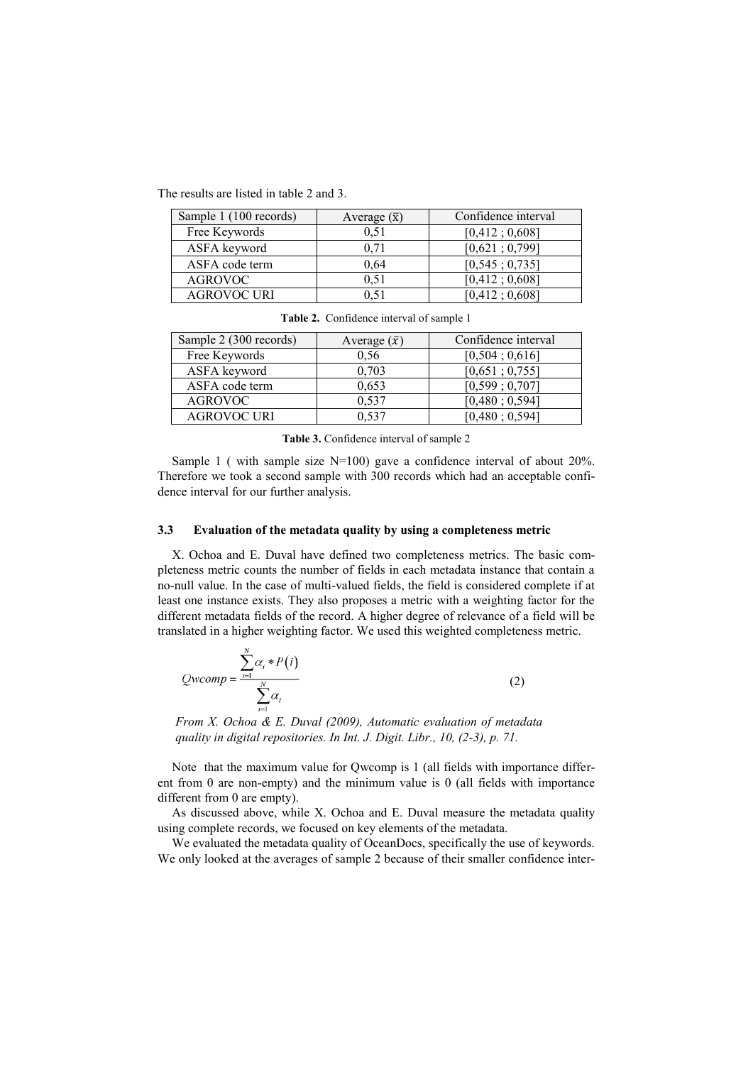The results are listed in table 2 and 3.

| Sample 1 (100 records) | Average ($\bar{x}$) | Confidence interval |
|---|---|---|
| Free Keywords | 0,51 | [0,412 ; 0,608] |
| ASFA keyword | 0,71 | [0,621 ; 0,799] |
| ASFA code term | 0,64 | [0,545 ; 0,735] |
| AGROVOC | 0,51 | [0,412 ; 0,608] |
| AGROVOC URI | 0,51 | [0,412 ; 0,608] |

**Table 2.** Confidence interval of sample 1

| Sample 2 (300 records) | Average ($\bar{x}$) | Confidence interval |
|---|---|---|
| Free Keywords | 0,56 | [0,504 ; 0,616] |
| ASFA keyword | 0,703 | [0,651 ; 0,755] |
| ASFA code term | 0,653 | [0,599 ; 0,707] |
| AGROVOC | 0,537 | [0,480 ; 0,594] |
| AGROVOC URI | 0,537 | [0,480 ; 0,594] |

**Table 3.** Confidence interval of sample 2

Sample 1 ( with sample size N=100) gave a confidence interval of about 20%. Therefore we took a second sample with 300 records which had an acceptable confidence interval for our further analysis.

### 3.3 Evaluation of the metadata quality by using a completeness metric

X. Ochoa and E. Duval have defined two completeness metrics. The basic completeness metric counts the number of fields in each metadata instance that contain a no-null value. In the case of multi-valued fields, the field is considered complete if at least one instance exists. They also proposes a metric with a weighting factor for the different metadata fields of the record. A higher degree of relevance of a field will be translated in a higher weighting factor. We used this weighted completeness metric.

$$Qwcomp = \frac{\sum_{i=1}^{N} \alpha_i * P(i)}{\sum_{i=1}^{N} \alpha_i} \tag{2}$$

*From X. Ochoa & E. Duval (2009), Automatic evaluation of metadata quality in digital repositories. In Int. J. Digit. Libr., 10, (2-3), p. 71.*

Note that the maximum value for Qwcomp is 1 (all fields with importance different from 0 are non-empty) and the minimum value is 0 (all fields with importance different from 0 are empty).

As discussed above, while X. Ochoa and E. Duval measure the metadata quality using complete records, we focused on key elements of the metadata.

We evaluated the metadata quality of OceanDocs, specifically the use of keywords. We only looked at the averages of sample 2 because of their smaller confidence inter-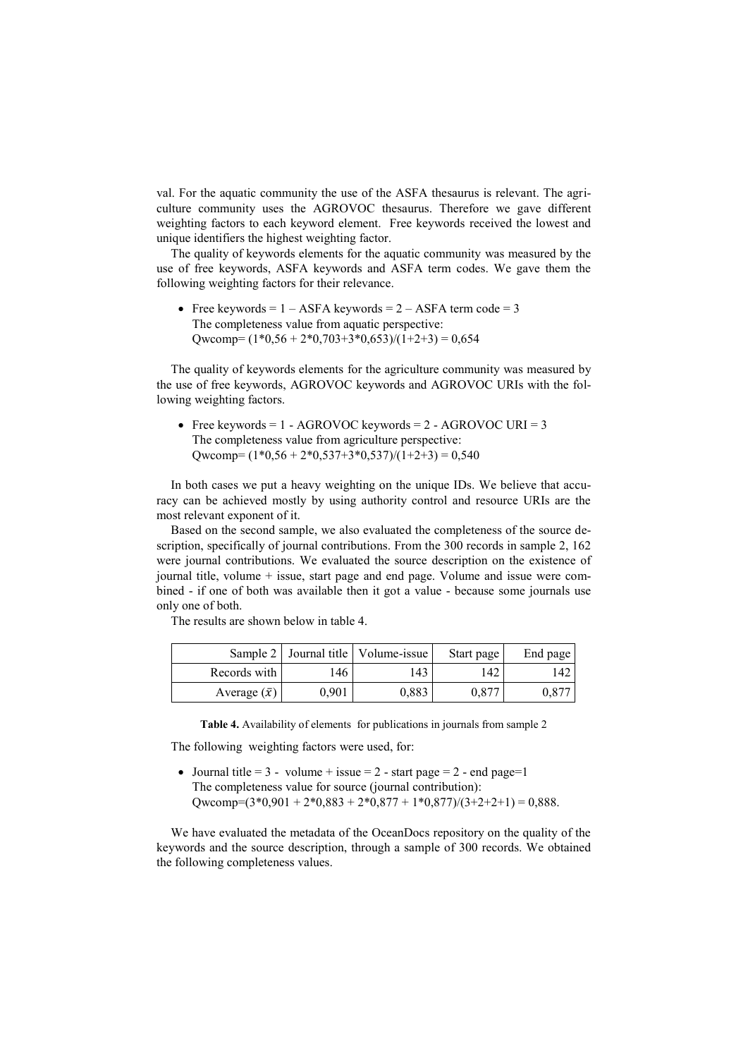val. For the aquatic community the use of the ASFA thesaurus is relevant. The agriculture community uses the AGROVOC thesaurus. Therefore we gave different weighting factors to each keyword element. Free keywords received the lowest and unique identifiers the highest weighting factor.

The quality of keywords elements for the aquatic community was measured by the use of free keywords, ASFA keywords and ASFA term codes. We gave them the following weighting factors for their relevance.

- Free keywords = 1 – ASFA keywords = 2 – ASFA term code = 3
  The completeness value from aquatic perspective:
  Qwcomp= (1*0,56 + 2*0,703+3*0,653)/(1+2+3) = 0,654

The quality of keywords elements for the agriculture community was measured by the use of free keywords, AGROVOC keywords and AGROVOC URIs with the following weighting factors.

- Free keywords = 1 - AGROVOC keywords = 2 - AGROVOC URI = 3
  The completeness value from agriculture perspective:
  Qwcomp= (1*0,56 + 2*0,537+3*0,537)/(1+2+3) = 0,540

In both cases we put a heavy weighting on the unique IDs. We believe that accuracy can be achieved mostly by using authority control and resource URIs are the most relevant exponent of it.

Based on the second sample, we also evaluated the completeness of the source description, specifically of journal contributions. From the 300 records in sample 2, 162 were journal contributions. We evaluated the source description on the existence of journal title, volume + issue, start page and end page. Volume and issue were combined - if one of both was available then it got a value - because some journals use only one of both.

The results are shown below in table 4.

| Sample 2 | Journal title | Volume-issue | Start page | End page |
|---|---|---|---|---|
| Records with | 146 | 143 | 142 | 142 |
| Average ($\bar{x}$) | 0,901 | 0,883 | 0,877 | 0,877 |

**Table 4.** Availability of elements for publications in journals from sample 2

The following weighting factors were used, for:

- Journal title = 3 - volume + issue = 2 - start page = 2 - end page=1
  The completeness value for source (journal contribution):
  Qwcomp=(3*0,901 + 2*0,883 + 2*0,877 + 1*0,877)/(3+2+2+1) = 0,888.

We have evaluated the metadata of the OceanDocs repository on the quality of the keywords and the source description, through a sample of 300 records. We obtained the following completeness values.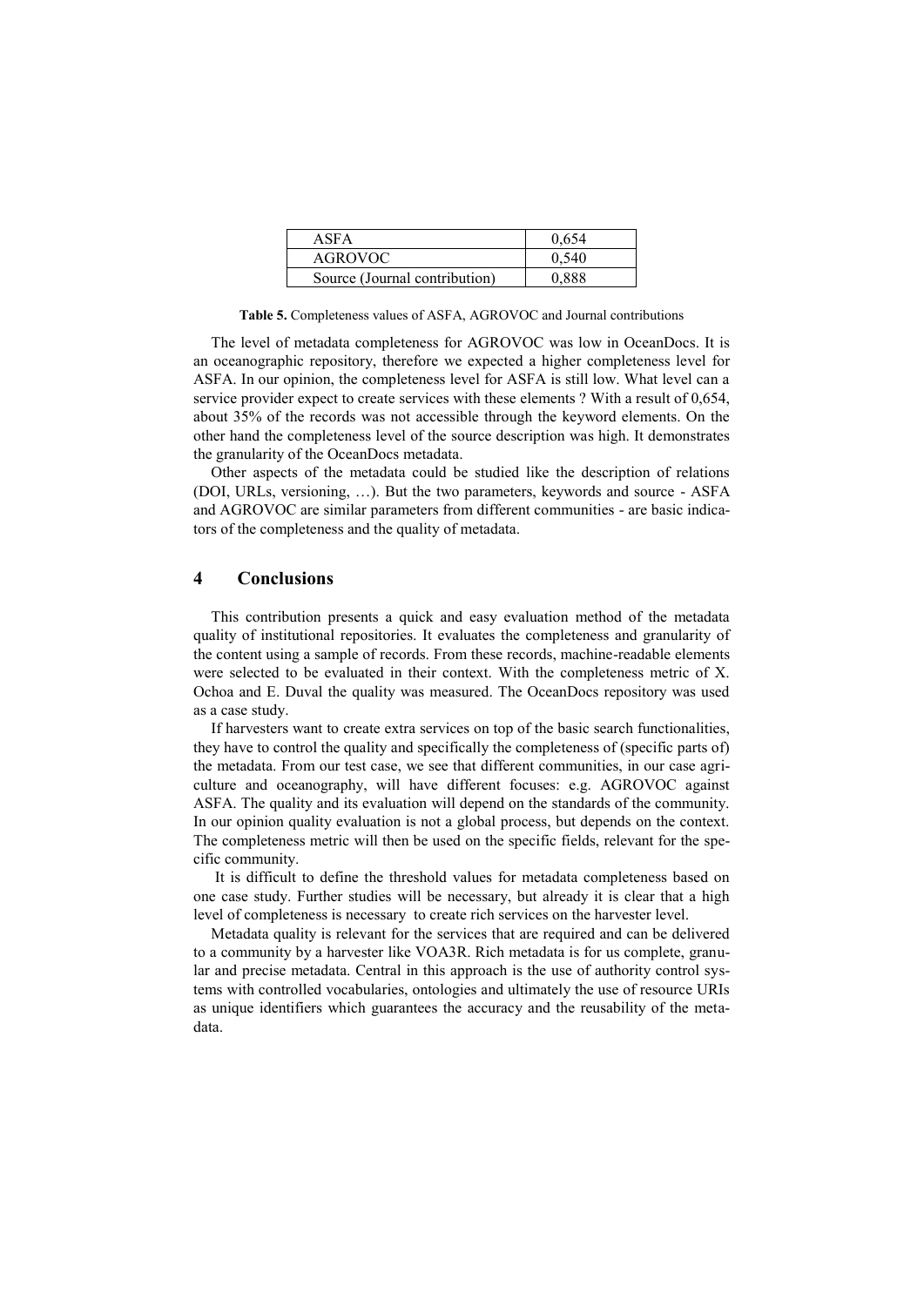| | |
|---|---|
| ASFA | 0,654 |
| AGROVOC | 0,540 |
| Source (Journal contribution) | 0,888 |

**Table 5.** Completeness values of ASFA, AGROVOC and Journal contributions

The level of metadata completeness for AGROVOC was low in OceanDocs. It is an oceanographic repository, therefore we expected a higher completeness level for ASFA. In our opinion, the completeness level for ASFA is still low. What level can a service provider expect to create services with these elements ? With a result of 0,654, about 35% of the records was not accessible through the keyword elements. On the other hand the completeness level of the source description was high. It demonstrates the granularity of the OceanDocs metadata.

Other aspects of the metadata could be studied like the description of relations (DOI, URLs, versioning, …). But the two parameters, keywords and source - ASFA and AGROVOC are similar parameters from different communities - are basic indicators of the completeness and the quality of metadata.

## 4 Conclusions

This contribution presents a quick and easy evaluation method of the metadata quality of institutional repositories. It evaluates the completeness and granularity of the content using a sample of records. From these records, machine-readable elements were selected to be evaluated in their context. With the completeness metric of X. Ochoa and E. Duval the quality was measured. The OceanDocs repository was used as a case study.

If harvesters want to create extra services on top of the basic search functionalities, they have to control the quality and specifically the completeness of (specific parts of) the metadata. From our test case, we see that different communities, in our case agriculture and oceanography, will have different focuses: e.g. AGROVOC against ASFA. The quality and its evaluation will depend on the standards of the community. In our opinion quality evaluation is not a global process, but depends on the context. The completeness metric will then be used on the specific fields, relevant for the specific community.

It is difficult to define the threshold values for metadata completeness based on one case study. Further studies will be necessary, but already it is clear that a high level of completeness is necessary to create rich services on the harvester level.

Metadata quality is relevant for the services that are required and can be delivered to a community by a harvester like VOA3R. Rich metadata is for us complete, granular and precise metadata. Central in this approach is the use of authority control systems with controlled vocabularies, ontologies and ultimately the use of resource URIs as unique identifiers which guarantees the accuracy and the reusability of the metadata.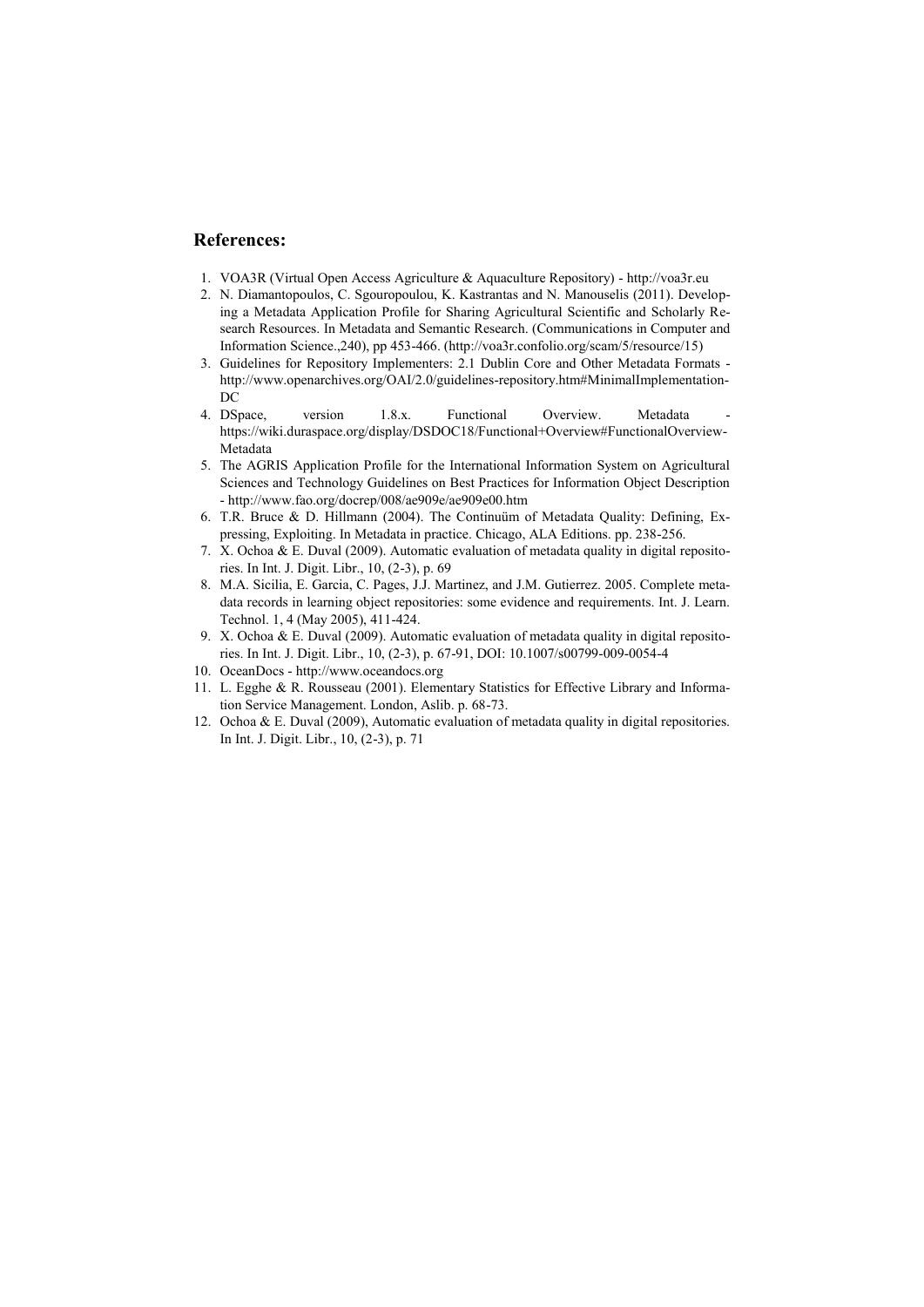## References:

1. VOA3R (Virtual Open Access Agriculture & Aquaculture Repository) - http://voa3r.eu
2. N. Diamantopoulos, C. Sgouropoulou, K. Kastrantas and N. Manouselis (2011). Developing a Metadata Application Profile for Sharing Agricultural Scientific and Scholarly Research Resources. In Metadata and Semantic Research. (Communications in Computer and Information Science.,240), pp 453-466. (http://voa3r.confolio.org/scam/5/resource/15)
3. Guidelines for Repository Implementers: 2.1 Dublin Core and Other Metadata Formats - http://www.openarchives.org/OAI/2.0/guidelines-repository.htm#MinimalImplementation-DC
4. DSpace, version 1.8.x. Functional Overview. Metadata - https://wiki.duraspace.org/display/DSDOC18/Functional+Overview#FunctionalOverview-Metadata
5. The AGRIS Application Profile for the International Information System on Agricultural Sciences and Technology Guidelines on Best Practices for Information Object Description - http://www.fao.org/docrep/008/ae909e/ae909e00.htm
6. T.R. Bruce & D. Hillmann (2004). The Continuüm of Metadata Quality: Defining, Expressing, Exploiting. In Metadata in practice. Chicago, ALA Editions. pp. 238-256.
7. X. Ochoa & E. Duval (2009). Automatic evaluation of metadata quality in digital repositories. In Int. J. Digit. Libr., 10, (2-3), p. 69
8. M.A. Sicilia, E. Garcia, C. Pages, J.J. Martinez, and J.M. Gutierrez. 2005. Complete metadata records in learning object repositories: some evidence and requirements. Int. J. Learn. Technol. 1, 4 (May 2005), 411-424.
9. X. Ochoa & E. Duval (2009). Automatic evaluation of metadata quality in digital repositories. In Int. J. Digit. Libr., 10, (2-3), p. 67-91, DOI: 10.1007/s00799-009-0054-4
10. OceanDocs - http://www.oceandocs.org
11. L. Egghe & R. Rousseau (2001). Elementary Statistics for Effective Library and Information Service Management. London, Aslib. p. 68-73.
12. Ochoa & E. Duval (2009), Automatic evaluation of metadata quality in digital repositories. In Int. J. Digit. Libr., 10, (2-3), p. 71